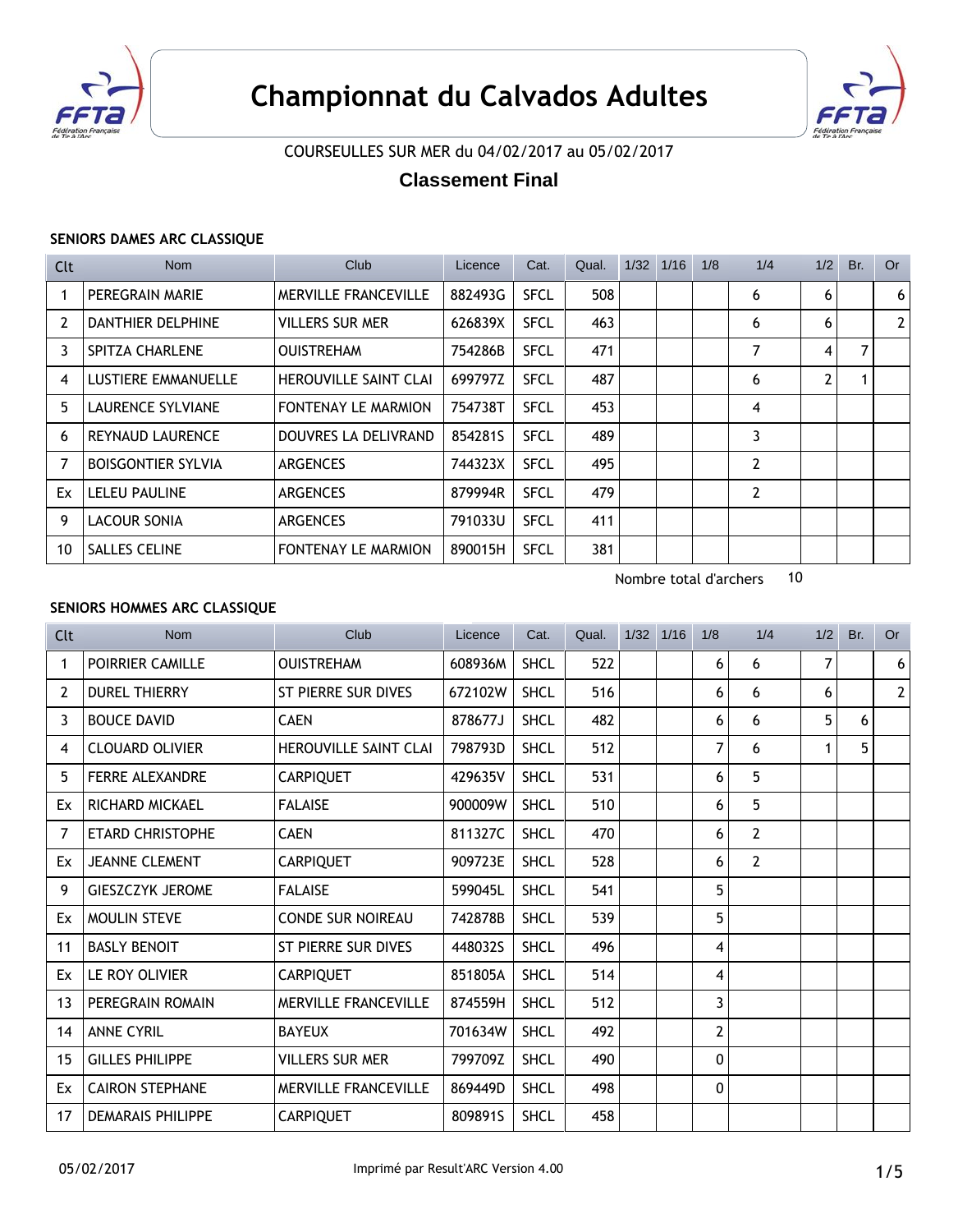# Championnat du Calvados Adultes

COURSEULLES SUR MER du 04/02/2017 au 05/02/2017

## Classement Final

### SENIORS DAMES ARC CLASSIQUE

| Clt | Nom | Club | Licence | Cat. | Qual. | 1/32 | 1/16 | 1/8 | 1/4 | 1/2 | Br. | Or |
|---|---|---|---|---|---|---|---|---|---|---|---|---|
| 1 | PEREGRAIN MARIE | MERVILLE FRANCEVILLE | 882493G | SFCL | 508 | | | | 6 | 6 | | 6 |
| 2 | DANTHIER DELPHINE | VILLERS SUR MER | 626839X | SFCL | 463 | | | | 6 | 6 | | 2 |
| 3 | SPITZA CHARLENE | OUISTREHAM | 754286B | SFCL | 471 | | | | 7 | 4 | 7 | |
| 4 | LUSTIERE EMMANUELLE | HEROUVILLE SAINT CLAI | 699797Z | SFCL | 487 | | | | 6 | 2 | 1 | |
| 5 | LAURENCE SYLVIANE | FONTENAY LE MARMION | 754738T | SFCL | 453 | | | | 4 | | | |
| 6 | REYNAUD LAURENCE | DOUVRES LA DELIVRAND | 854281S | SFCL | 489 | | | | 3 | | | |
| 7 | BOISGONTIER SYLVIA | ARGENCES | 744323X | SFCL | 495 | | | | 2 | | | |
| Ex | LELEU PAULINE | ARGENCES | 879994R | SFCL | 479 | | | | 2 | | | |
| 9 | LACOUR SONIA | ARGENCES | 791033U | SFCL | 411 | | | | | | | |
| 10 | SALLES CELINE | FONTENAY LE MARMION | 890015H | SFCL | 381 | | | | | | | |

Nombre total d'archers 10

### SENIORS HOMMES ARC CLASSIQUE

| Clt | Nom | Club | Licence | Cat. | Qual. | 1/32 | 1/16 | 1/8 | 1/4 | 1/2 | Br. | Or |
|---|---|---|---|---|---|---|---|---|---|---|---|---|
| 1 | POIRRIER CAMILLE | OUISTREHAM | 608936M | SHCL | 522 | | | 6 | 6 | 7 | | 6 |
| 2 | DUREL THIERRY | ST PIERRE SUR DIVES | 672102W | SHCL | 516 | | | 6 | 6 | 6 | | 2 |
| 3 | BOUCE DAVID | CAEN | 878677J | SHCL | 482 | | | 6 | 6 | 5 | 6 | |
| 4 | CLOUARD OLIVIER | HEROUVILLE SAINT CLAI | 798793D | SHCL | 512 | | | 7 | 6 | 1 | 5 | |
| 5 | FERRE ALEXANDRE | CARPIQUET | 429635V | SHCL | 531 | | | 6 | 5 | | | |
| Ex | RICHARD MICKAEL | FALAISE | 900009W | SHCL | 510 | | | 6 | 5 | | | |
| 7 | ETARD CHRISTOPHE | CAEN | 811327C | SHCL | 470 | | | 6 | 2 | | | |
| Ex | JEANNE CLEMENT | CARPIQUET | 909723E | SHCL | 528 | | | 6 | 2 | | | |
| 9 | GIESZCZYK JEROME | FALAISE | 599045L | SHCL | 541 | | | 5 | | | | |
| Ex | MOULIN STEVE | CONDE SUR NOIREAU | 742878B | SHCL | 539 | | | 5 | | | | |
| 11 | BASLY BENOIT | ST PIERRE SUR DIVES | 448032S | SHCL | 496 | | | 4 | | | | |
| Ex | LE ROY OLIVIER | CARPIQUET | 851805A | SHCL | 514 | | | 4 | | | | |
| 13 | PEREGRAIN ROMAIN | MERVILLE FRANCEVILLE | 874559H | SHCL | 512 | | | 3 | | | | |
| 14 | ANNE CYRIL | BAYEUX | 701634W | SHCL | 492 | | | 2 | | | | |
| 15 | GILLES PHILIPPE | VILLERS SUR MER | 799709Z | SHCL | 490 | | | 0 | | | | |
| Ex | CAIRON STEPHANE | MERVILLE FRANCEVILLE | 869449D | SHCL | 498 | | | 0 | | | | |
| 17 | DEMARAIS PHILIPPE | CARPIQUET | 809891S | SHCL | 458 | | | | | | | |

05/02/2017 Imprimé par Result'ARC Version 4.00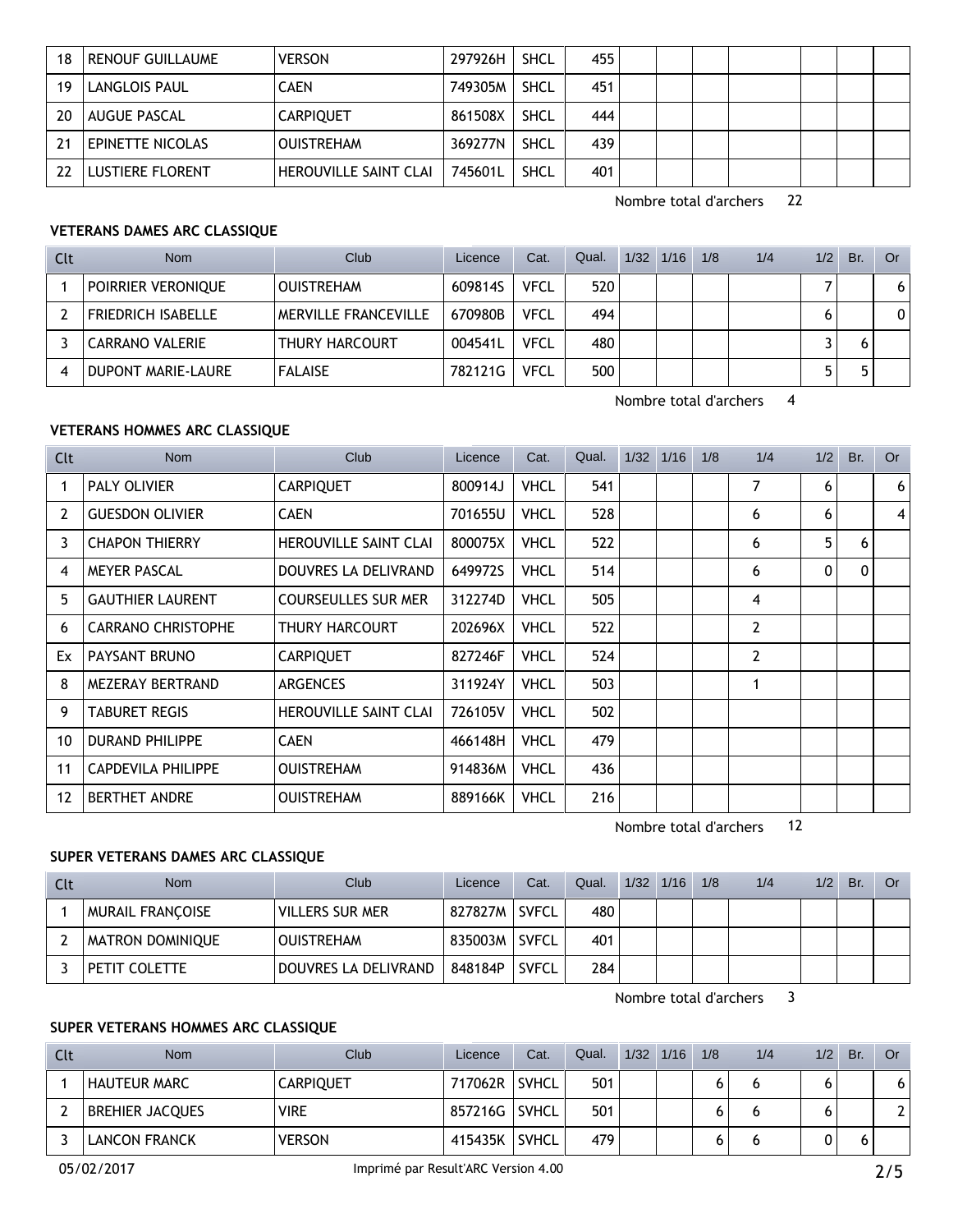| 18 | RENOUF GUILLAUME | VERSON | 297926H | SHCL | 455 | | | | | | | |
|---|---|---|---|---|---|---|---|---|---|---|---|---|
| 19 | LANGLOIS PAUL | CAEN | 749305M | SHCL | 451 | | | | | | | |
| 20 | AUGUE PASCAL | CARPIQUET | 861508X | SHCL | 444 | | | | | | | |
| 21 | EPINETTE NICOLAS | OUISTREHAM | 369277N | SHCL | 439 | | | | | | | |
| 22 | LUSTIERE FLORENT | HEROUVILLE SAINT CLAI | 745601L | SHCL | 401 | | | | | | | |

Nombre total d'archers 22

### VETERANS DAMES ARC CLASSIQUE

| Clt | Nom | Club | Licence | Cat. | Qual. | 1/32 | 1/16 | 1/8 | 1/4 | 1/2 | Br. | Or |
|---|---|---|---|---|---|---|---|---|---|---|---|---|
| 1 | POIRRIER VERONIQUE | OUISTREHAM | 609814S | VFCL | 520 | | | | | 7 | | 6 |
| 2 | FRIEDRICH ISABELLE | MERVILLE FRANCEVILLE | 670980B | VFCL | 494 | | | | | 6 | | 0 |
| 3 | CARRANO VALERIE | THURY HARCOURT | 004541L | VFCL | 480 | | | | | 3 | 6 | |
| 4 | DUPONT MARIE-LAURE | FALAISE | 782121G | VFCL | 500 | | | | | 5 | 5 | |

Nombre total d'archers 4

### VETERANS HOMMES ARC CLASSIQUE

| Clt | Nom | Club | Licence | Cat. | Qual. | 1/32 | 1/16 | 1/8 | 1/4 | 1/2 | Br. | Or |
|---|---|---|---|---|---|---|---|---|---|---|---|---|
| 1 | PALY OLIVIER | CARPIQUET | 800914J | VHCL | 541 | | | | 7 | 6 | | 6 |
| 2 | GUESDON OLIVIER | CAEN | 701655U | VHCL | 528 | | | | 6 | 6 | | 4 |
| 3 | CHAPON THIERRY | HEROUVILLE SAINT CLAI | 800075X | VHCL | 522 | | | | 6 | 5 | 6 | |
| 4 | MEYER PASCAL | DOUVRES LA DELIVRAND | 649972S | VHCL | 514 | | | | 6 | 0 | 0 | |
| 5 | GAUTHIER LAURENT | COURSEULLES SUR MER | 312274D | VHCL | 505 | | | | 4 | | | |
| 6 | CARRANO CHRISTOPHE | THURY HARCOURT | 202696X | VHCL | 522 | | | | 2 | | | |
| Ex | PAYSANT BRUNO | CARPIQUET | 827246F | VHCL | 524 | | | | 2 | | | |
| 8 | MEZERAY BERTRAND | ARGENCES | 311924Y | VHCL | 503 | | | | 1 | | | |
| 9 | TABURET REGIS | HEROUVILLE SAINT CLAI | 726105V | VHCL | 502 | | | | | | | |
| 10 | DURAND PHILIPPE | CAEN | 466148H | VHCL | 479 | | | | | | | |
| 11 | CAPDEVILA PHILIPPE | OUISTREHAM | 914836M | VHCL | 436 | | | | | | | |
| 12 | BERTHET ANDRE | OUISTREHAM | 889166K | VHCL | 216 | | | | | | | |

Nombre total d'archers 12

### SUPER VETERANS DAMES ARC CLASSIQUE

| Clt | Nom | Club | Licence | Cat. | Qual. | 1/32 | 1/16 | 1/8 | 1/4 | 1/2 | Br. | Or |
|---|---|---|---|---|---|---|---|---|---|---|---|---|
| 1 | MURAIL FRANÇOISE | VILLERS SUR MER | 827827M | SVFCL | 480 | | | | | | | |
| 2 | MATRON DOMINIQUE | OUISTREHAM | 835003M | SVFCL | 401 | | | | | | | |
| 3 | PETIT COLETTE | DOUVRES LA DELIVRAND | 848184P | SVFCL | 284 | | | | | | | |

Nombre total d'archers 3

### SUPER VETERANS HOMMES ARC CLASSIQUE

| Clt | Nom | Club | Licence | Cat. | Qual. | 1/32 | 1/16 | 1/8 | 1/4 | 1/2 | Br. | Or |
|---|---|---|---|---|---|---|---|---|---|---|---|---|
| 1 | HAUTEUR MARC | CARPIQUET | 717062R | SVHCL | 501 | | | 6 | 6 | 6 | | 6 |
| 2 | BREHIER JACQUES | VIRE | 857216G | SVHCL | 501 | | | 6 | 6 | 6 | | 2 |
| 3 | LANCON FRANCK | VERSON | 415435K | SVHCL | 479 | | | 6 | 6 | 0 | 6 | |

05/02/2017 Imprimé par Result'ARC Version 4.00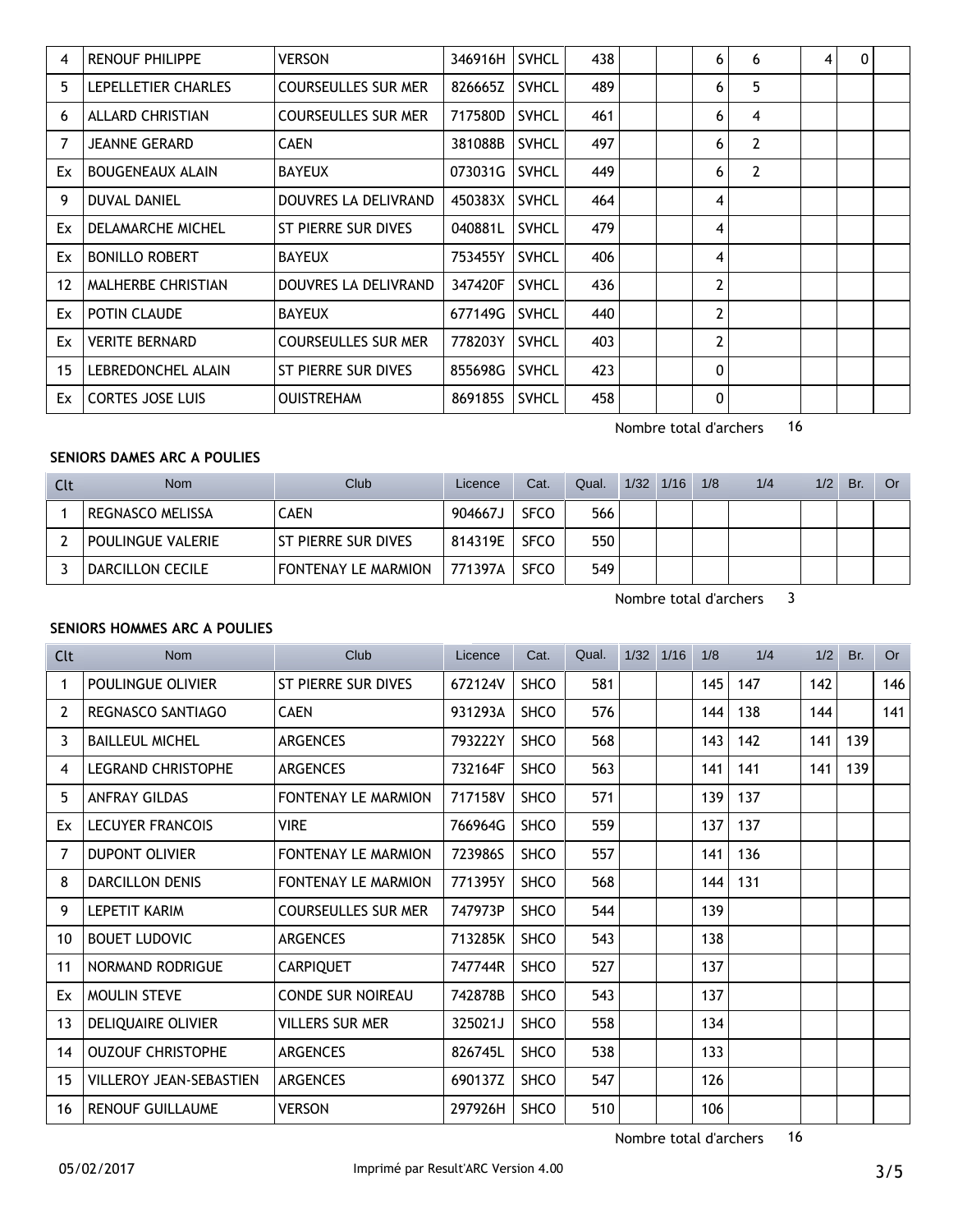| Clt | Nom | Club | Licence | Cat. | Qual. | 1/32 | 1/16 | 1/8 | 1/4 | 1/2 | Br. | Or |
|---|---|---|---|---|---|---|---|---|---|---|---|---|
| 4 | RENOUF PHILIPPE | VERSON | 346916H | SVHCL | 438 | | | 6 | 6 | 4 | 0 | |
| 5 | LEPELLETIER CHARLES | COURSEULLES SUR MER | 826665Z | SVHCL | 489 | | | 6 | 5 | | | |
| 6 | ALLARD CHRISTIAN | COURSEULLES SUR MER | 717580D | SVHCL | 461 | | | 6 | 4 | | | |
| 7 | JEANNE GERARD | CAEN | 381088B | SVHCL | 497 | | | 6 | 2 | | | |
| Ex | BOUGENEAUX ALAIN | BAYEUX | 073031G | SVHCL | 449 | | | 6 | 2 | | | |
| 9 | DUVAL DANIEL | DOUVRES LA DELIVRAND | 450383X | SVHCL | 464 | | | 4 | | | | |
| Ex | DELAMARCHE MICHEL | ST PIERRE SUR DIVES | 040881L | SVHCL | 479 | | | 4 | | | | |
| Ex | BONILLO ROBERT | BAYEUX | 753455Y | SVHCL | 406 | | | 4 | | | | |
| 12 | MALHERBE CHRISTIAN | DOUVRES LA DELIVRAND | 347420F | SVHCL | 436 | | | 2 | | | | |
| Ex | POTIN CLAUDE | BAYEUX | 677149G | SVHCL | 440 | | | 2 | | | | |
| Ex | VERITE BERNARD | COURSEULLES SUR MER | 778203Y | SVHCL | 403 | | | 2 | | | | |
| 15 | LEBREDONCHEL ALAIN | ST PIERRE SUR DIVES | 855698G | SVHCL | 423 | | | 0 | | | | |
| Ex | CORTES JOSE LUIS | OUISTREHAM | 869185S | SVHCL | 458 | | | 0 | | | | |

Nombre total d'archers 16

**SENIORS DAMES ARC A POULIES**

| Clt | Nom | Club | Licence | Cat. | Qual. | 1/32 | 1/16 | 1/8 | 1/4 | 1/2 | Br. | Or |
|---|---|---|---|---|---|---|---|---|---|---|---|---|
| 1 | REGNASCO MELISSA | CAEN | 904667J | SFCO | 566 | | | | | | | |
| 2 | POULINGUE VALERIE | ST PIERRE SUR DIVES | 814319E | SFCO | 550 | | | | | | | |
| 3 | DARCILLON CECILE | FONTENAY LE MARMION | 771397A | SFCO | 549 | | | | | | | |

Nombre total d'archers 3

**SENIORS HOMMES ARC A POULIES**

| Clt | Nom | Club | Licence | Cat. | Qual. | 1/32 | 1/16 | 1/8 | 1/4 | 1/2 | Br. | Or |
|---|---|---|---|---|---|---|---|---|---|---|---|---|
| 1 | POULINGUE OLIVIER | ST PIERRE SUR DIVES | 672124V | SHCO | 581 | | | 145 | 147 | 142 | | 146 |
| 2 | REGNASCO SANTIAGO | CAEN | 931293A | SHCO | 576 | | | 144 | 138 | 144 | | 141 |
| 3 | BAILLEUL MICHEL | ARGENCES | 793222Y | SHCO | 568 | | | 143 | 142 | 141 | 139 | |
| 4 | LEGRAND CHRISTOPHE | ARGENCES | 732164F | SHCO | 563 | | | 141 | 141 | 141 | 139 | |
| 5 | ANFRAY GILDAS | FONTENAY LE MARMION | 717158V | SHCO | 571 | | | 139 | 137 | | | |
| Ex | LECUYER FRANCOIS | VIRE | 766964G | SHCO | 559 | | | 137 | 137 | | | |
| 7 | DUPONT OLIVIER | FONTENAY LE MARMION | 723986S | SHCO | 557 | | | 141 | 136 | | | |
| 8 | DARCILLON DENIS | FONTENAY LE MARMION | 771395Y | SHCO | 568 | | | 144 | 131 | | | |
| 9 | LEPETIT KARIM | COURSEULLES SUR MER | 747973P | SHCO | 544 | | | 139 | | | | |
| 10 | BOUET LUDOVIC | ARGENCES | 713285K | SHCO | 543 | | | 138 | | | | |
| 11 | NORMAND RODRIGUE | CARPIQUET | 747744R | SHCO | 527 | | | 137 | | | | |
| Ex | MOULIN STEVE | CONDE SUR NOIREAU | 742878B | SHCO | 543 | | | 137 | | | | |
| 13 | DELIQUAIRE OLIVIER | VILLERS SUR MER | 325021J | SHCO | 558 | | | 134 | | | | |
| 14 | OUZOUF CHRISTOPHE | ARGENCES | 826745L | SHCO | 538 | | | 133 | | | | |
| 15 | VILLEROY JEAN-SEBASTIEN | ARGENCES | 690137Z | SHCO | 547 | | | 126 | | | | |
| 16 | RENOUF GUILLAUME | VERSON | 297926H | SHCO | 510 | | | 106 | | | | |

Nombre total d'archers 16

05/02/2017 Imprimé par Result'ARC Version 4.00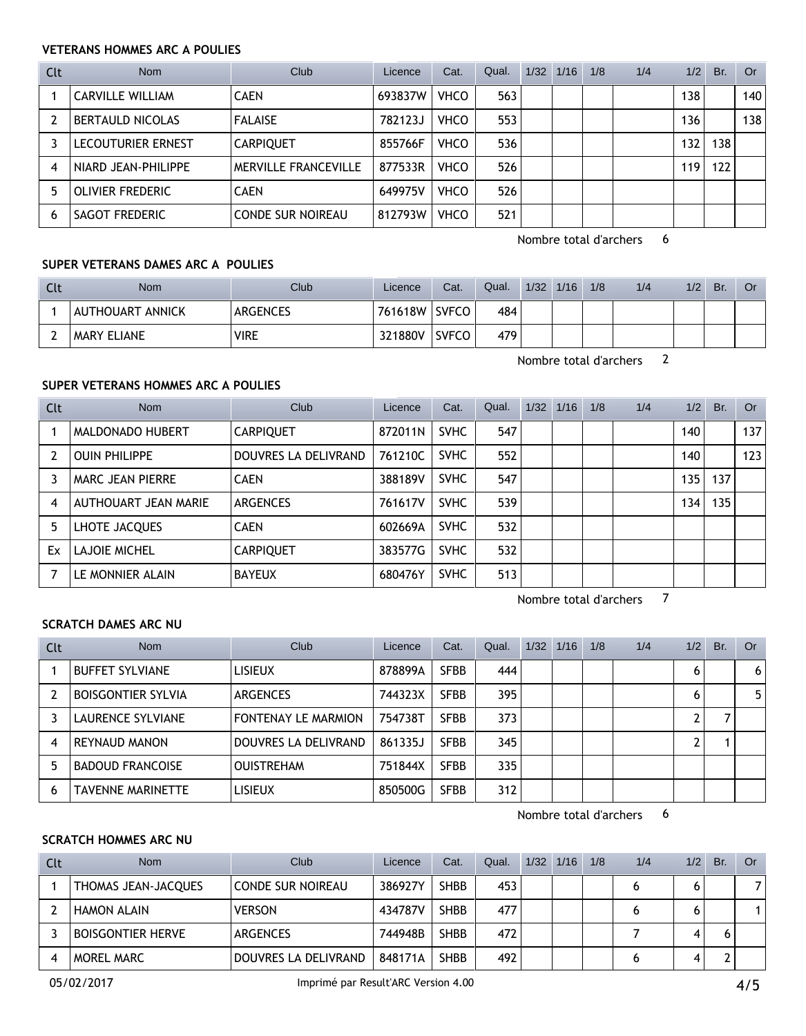#### VETERANS HOMMES ARC A POULIES

| Clt | Nom | Club | Licence | Cat. | Qual. | 1/32 | 1/16 | 1/8 | 1/4 | 1/2 | Br. | Or |
|---|---|---|---|---|---|---|---|---|---|---|---|---|
| 1 | CARVILLE WILLIAM | CAEN | 693837W | VHCO | 563 | | | | | 138 | | 140 |
| 2 | BERTAULD NICOLAS | FALAISE | 782123J | VHCO | 553 | | | | | 136 | | 138 |
| 3 | LECOUTURIER ERNEST | CARPIQUET | 855766F | VHCO | 536 | | | | | 132 | 138 | |
| 4 | NIARD JEAN-PHILIPPE | MERVILLE FRANCEVILLE | 877533R | VHCO | 526 | | | | | 119 | 122 | |
| 5 | OLIVIER FREDERIC | CAEN | 649975V | VHCO | 526 | | | | | | | |
| 6 | SAGOT FREDERIC | CONDE SUR NOIREAU | 812793W | VHCO | 521 | | | | | | | |

Nombre total d'archers 6

#### SUPER VETERANS DAMES ARC A POULIES

| Clt | Nom | Club | Licence | Cat. | Qual. | 1/32 | 1/16 | 1/8 | 1/4 | 1/2 | Br. | Or |
|---|---|---|---|---|---|---|---|---|---|---|---|---|
| 1 | AUTHOUART ANNICK | ARGENCES | 761618W | SVFCO | 484 | | | | | | | |
| 2 | MARY ELIANE | VIRE | 321880V | SVFCO | 479 | | | | | | | |

Nombre total d'archers 2

#### SUPER VETERANS HOMMES ARC A POULIES

| Clt | Nom | Club | Licence | Cat. | Qual. | 1/32 | 1/16 | 1/8 | 1/4 | 1/2 | Br. | Or |
|---|---|---|---|---|---|---|---|---|---|---|---|---|
| 1 | MALDONADO HUBERT | CARPIQUET | 872011N | SVHC | 547 | | | | | 140 | | 137 |
| 2 | OUIN PHILIPPE | DOUVRES LA DELIVRAND | 761210C | SVHC | 552 | | | | | 140 | | 123 |
| 3 | MARC JEAN PIERRE | CAEN | 388189V | SVHC | 547 | | | | | 135 | 137 | |
| 4 | AUTHOUART JEAN MARIE | ARGENCES | 761617V | SVHC | 539 | | | | | 134 | 135 | |
| 5 | LHOTE JACQUES | CAEN | 602669A | SVHC | 532 | | | | | | | |
| Ex | LAJOIE MICHEL | CARPIQUET | 383577G | SVHC | 532 | | | | | | | |
| 7 | LE MONNIER ALAIN | BAYEUX | 680476Y | SVHC | 513 | | | | | | | |

Nombre total d'archers 7

#### SCRATCH DAMES ARC NU

| Clt | Nom | Club | Licence | Cat. | Qual. | 1/32 | 1/16 | 1/8 | 1/4 | 1/2 | Br. | Or |
|---|---|---|---|---|---|---|---|---|---|---|---|---|
| 1 | BUFFET SYLVIANE | LISIEUX | 878899A | SFBB | 444 | | | | | 6 | | 6 |
| 2 | BOISGONTIER SYLVIA | ARGENCES | 744323X | SFBB | 395 | | | | | 6 | | 5 |
| 3 | LAURENCE SYLVIANE | FONTENAY LE MARMION | 754738T | SFBB | 373 | | | | | 2 | 7 | |
| 4 | REYNAUD MANON | DOUVRES LA DELIVRAND | 861335J | SFBB | 345 | | | | | 2 | 1 | |
| 5 | BADOUD FRANCOISE | OUISTREHAM | 751844X | SFBB | 335 | | | | | | | |
| 6 | TAVENNE MARINETTE | LISIEUX | 850500G | SFBB | 312 | | | | | | | |

Nombre total d'archers 6

#### SCRATCH HOMMES ARC NU

| Clt | Nom | Club | Licence | Cat. | Qual. | 1/32 | 1/16 | 1/8 | 1/4 | 1/2 | Br. | Or |
|---|---|---|---|---|---|---|---|---|---|---|---|---|
| 1 | THOMAS JEAN-JACQUES | CONDE SUR NOIREAU | 386927Y | SHBB | 453 | | | | 6 | 6 | | 7 |
| 2 | HAMON ALAIN | VERSON | 434787V | SHBB | 477 | | | | 6 | 6 | | 1 |
| 3 | BOISGONTIER HERVE | ARGENCES | 744948B | SHBB | 472 | | | | 7 | 4 | 6 | |
| 4 | MOREL MARC | DOUVRES LA DELIVRAND | 848171A | SHBB | 492 | | | | 6 | 4 | 2 | |

05/02/2017 Imprimé par Result'ARC Version 4.00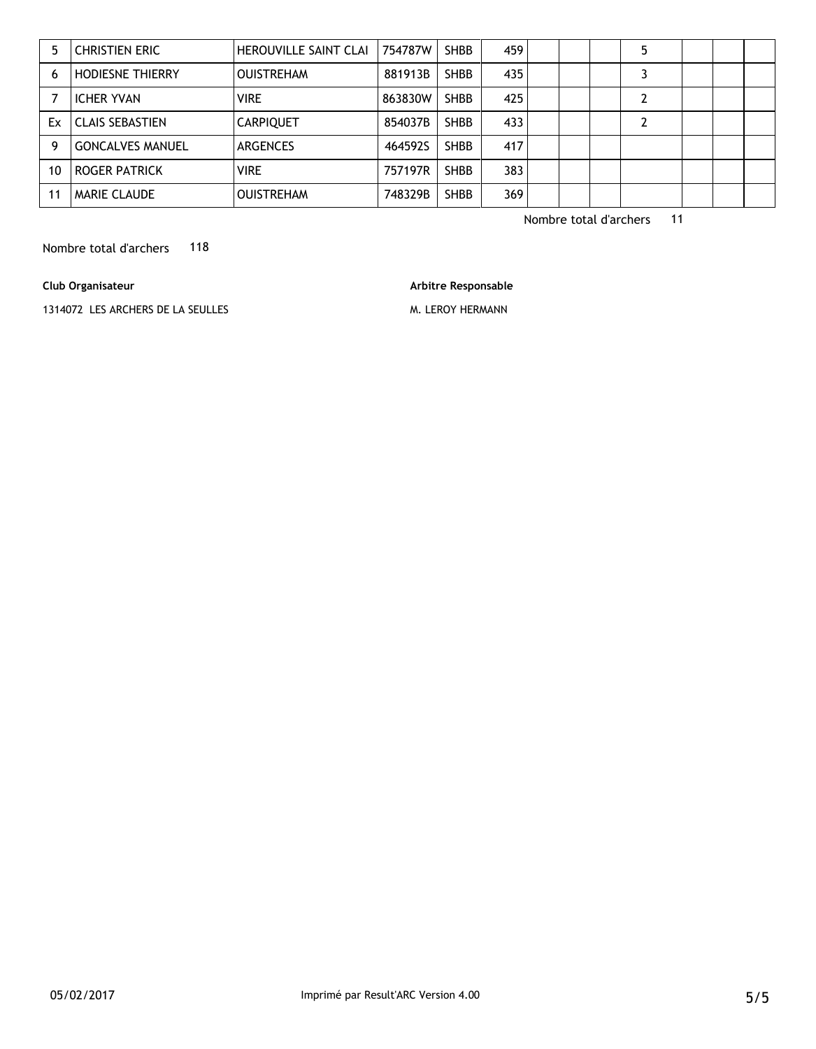| | | | | | | | | | | | | | |
|---|---|---|---|---|---|---|---|---|---|---|---|---|---|
| 5 | CHRISTIEN ERIC | HEROUVILLE SAINT CLAI | 754787W | SHBB | 459 | | | | 5 | | | |
| 6 | HODIESNE THIERRY | OUISTREHAM | 881913B | SHBB | 435 | | | | 3 | | | |
| 7 | ICHER YVAN | VIRE | 863830W | SHBB | 425 | | | | 2 | | | |
| Ex | CLAIS SEBASTIEN | CARPIQUET | 854037B | SHBB | 433 | | | | 2 | | | |
| 9 | GONCALVES MANUEL | ARGENCES | 464592S | SHBB | 417 | | | | | | | |
| 10 | ROGER PATRICK | VIRE | 757197R | SHBB | 383 | | | | | | | |
| 11 | MARIE CLAUDE | OUISTREHAM | 748329B | SHBB | 369 | | | | | | | |

Nombre total d'archers 11

Nombre total d'archers 118

**Club Organisateur**

1314072 LES ARCHERS DE LA SEULLES

**Arbitre Responsable**

M. LEROY HERMANN

05/02/2017 Imprimé par Result'ARC Version 4.00